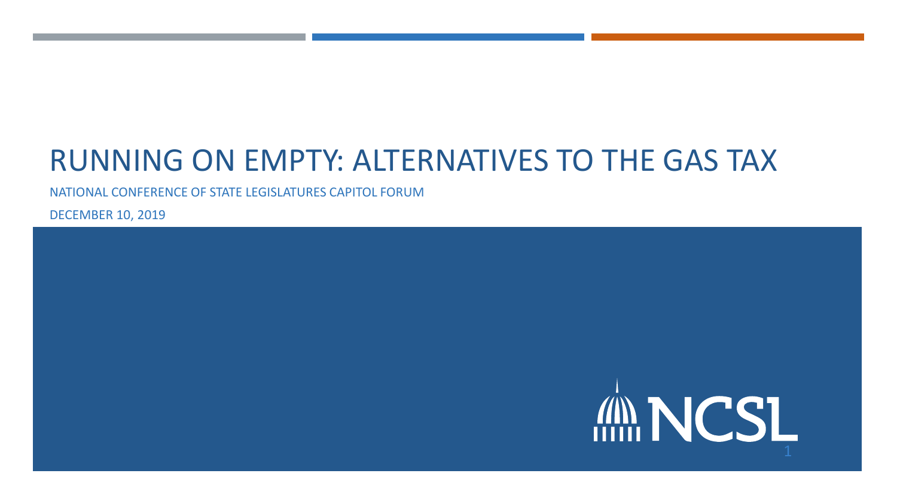# RUNNING ON EMPTY: ALTERNATIVES TO THE GAS TAX

NATIONAL CONFERENCE OF STATE LEGISLATURES CAPITOL FORUM

DECEMBER 10, 2019

NCSL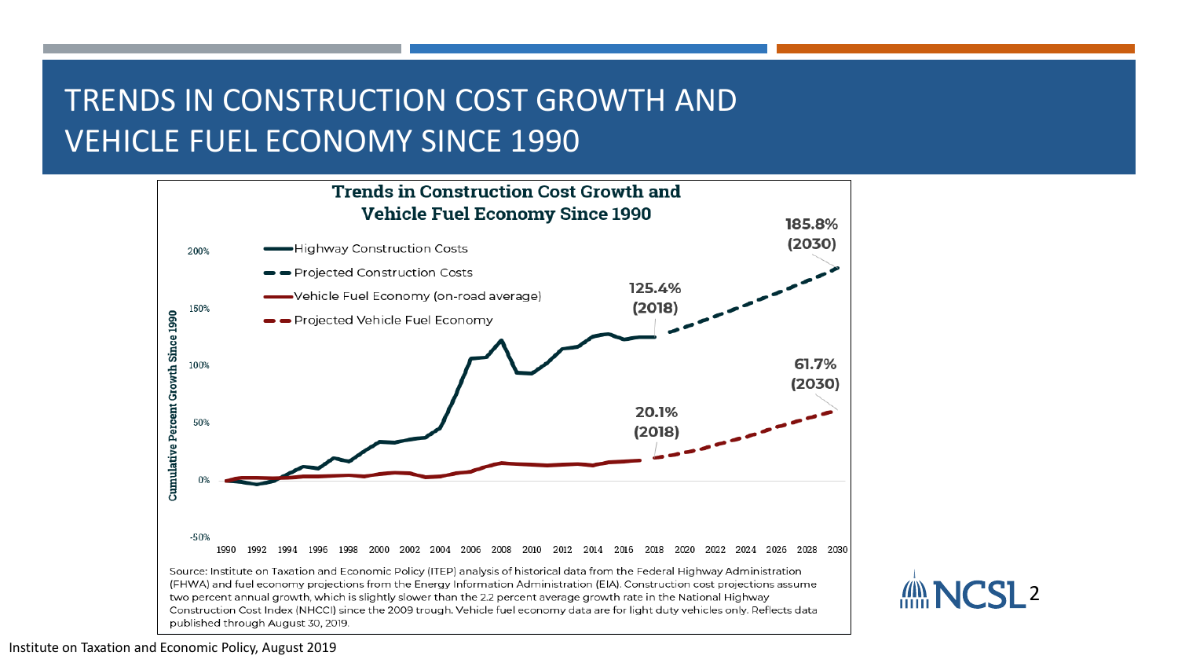# TRENDS IN CONSTRUCTION COST GROWTH AND VEHICLE FUEL ECONOMY SINCE 1990

**Trends in Construction Cost Growth and Vehicle Fuel Economy Since 1990**

- Highway Construction Costs
- Projected Construction Costs
- Vehicle Fuel Economy (on-road average)
- Projected Vehicle Fuel Economy

Cumulative Percent Growth Since 1990

125.4% (2018)

185.8% (2030)

20.1% (2018)

61.7% (2030)

Source: Institute on Taxation and Economic Policy (ITEP) analysis of historical data from the Federal Highway Administration (FHWA) and fuel economy projections from the Energy Information Administration (EIA). Construction cost projections assume two percent annual growth, which is slightly slower than the 2.2 percent average growth rate in the National Highway Construction Cost Index (NHCCI) since the 2009 trough. Vehicle fuel economy data are for light duty vehicles only. Reflects data published through August 30, 2019.

Institute on Taxation and Economic Policy, August 2019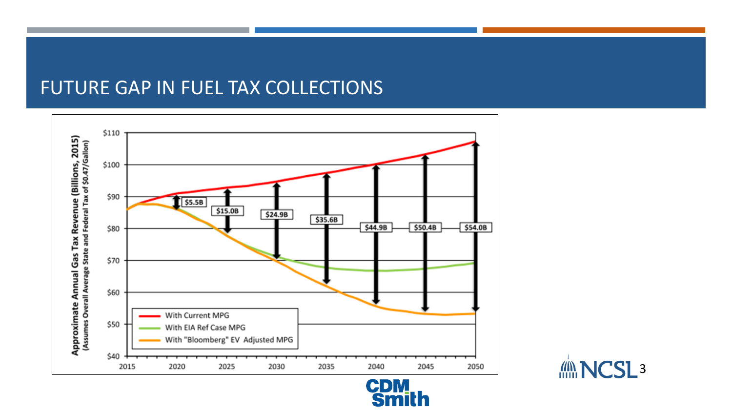# FUTURE GAP IN FUEL TAX COLLECTIONS

Approximate Annual Gas Tax Revenue (Billions, 2015)
(Assumes Overall Average State and Federal Tax of $0.47/Gallon)

| Year | Gap |
|---|---|
| 2020 | $5.5B |
| 2025 | $15.0B |
| 2030 | $24.9B |
| 2035 | $35.6B |
| 2040 | $44.9B |
| 2045 | $50.4B |
| 2050 | $54.0B |

- With Current MPG
- With EIA Ref Case MPG
- With "Bloomberg" EV Adjusted MPG

CDM Smith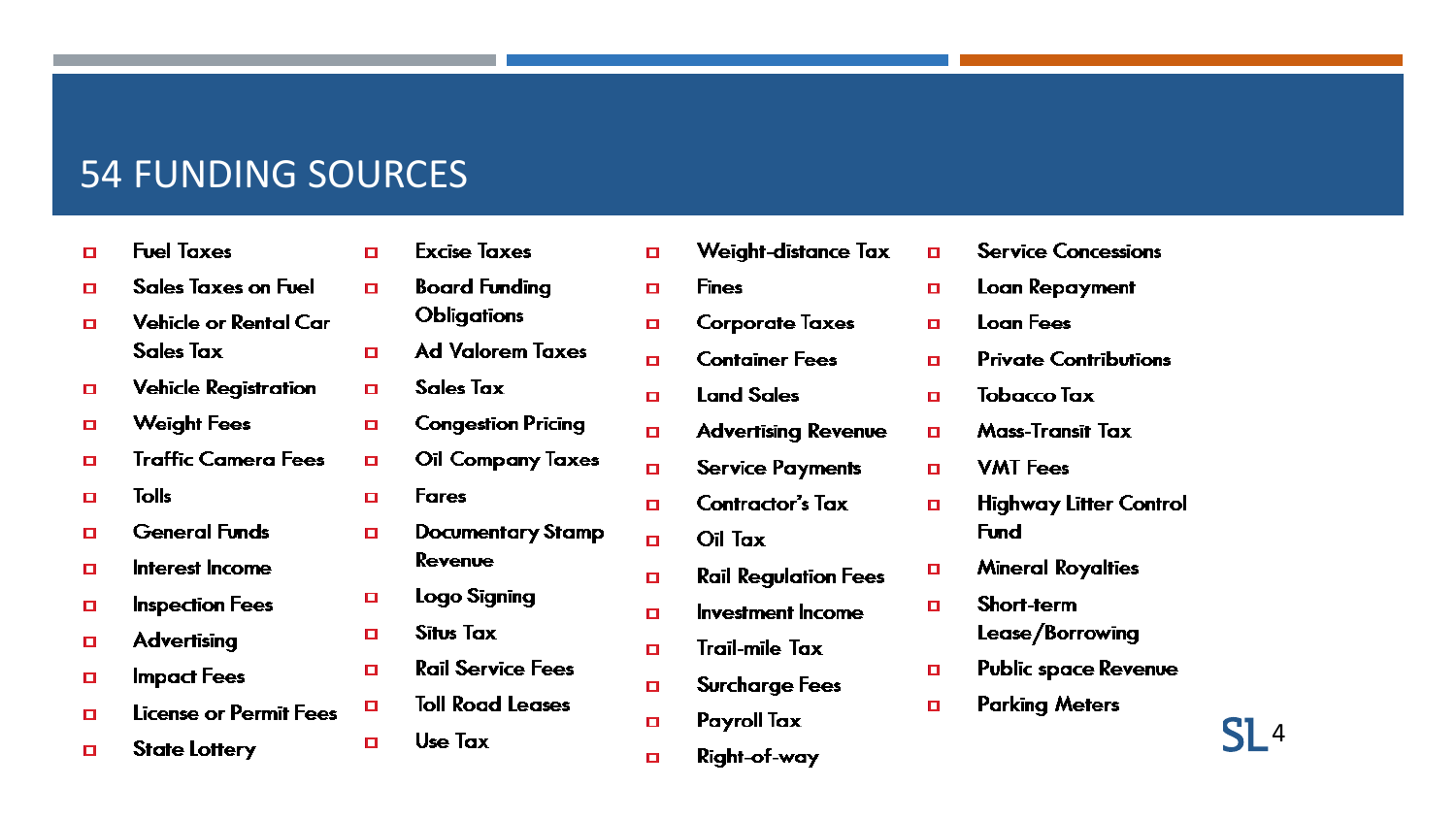# 54 FUNDING SOURCES

- Fuel Taxes
- Sales Taxes on Fuel
- Vehicle or Rental Car Sales Tax
- Vehicle Registration
- Weight Fees
- Traffic Camera Fees
- Tolls
- General Funds
- Interest Income
- Inspection Fees
- Advertising
- Impact Fees
- License or Permit Fees
- State Lottery
- Excise Taxes
- Board Funding Obligations
- Ad Valorem Taxes
- Sales Tax
- Congestion Pricing
- Oil Company Taxes
- Fares
- Documentary Stamp Revenue
- Logo Signing
- Situs Tax
- Rail Service Fees
- Toll Road Leases
- Use Tax
- Weight-distance Tax
- Fines
- Corporate Taxes
- Container Fees
- Land Sales
- Advertising Revenue
- Service Payments
- Contractor's Tax
- Oil Tax
- Rail Regulation Fees
- Investment Income
- Trail-mile Tax
- Surcharge Fees
- Payroll Tax
- Right-of-way
- Service Concessions
- Loan Repayment
- Loan Fees
- Private Contributions
- Tobacco Tax
- Mass-Transit Tax
- VMT Fees
- Highway Litter Control Fund
- Mineral Royalties
- Short-term Lease/Borrowing
- Public space Revenue
- Parking Meters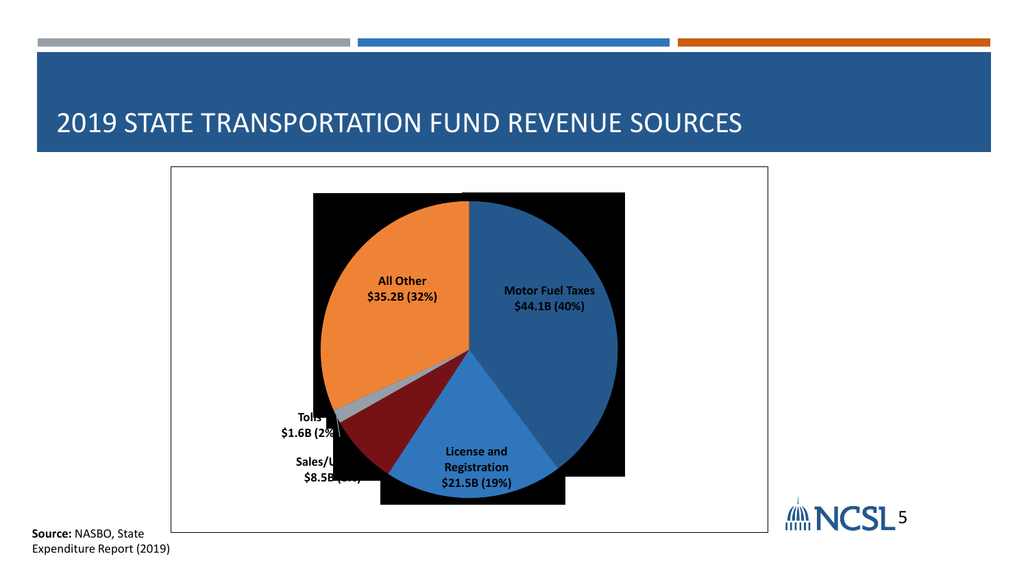# 2019 STATE TRANSPORTATION FUND REVENUE SOURCES

- Motor Fuel Taxes: $44.1B (40%)
- License and Registration: $21.5B (19%)
- Sales/U… $8.5B (…)
- Tolls: $1.6B (2%)
- All Other: $35.2B (32%)

**Source:** NASBO, State Expenditure Report (2019)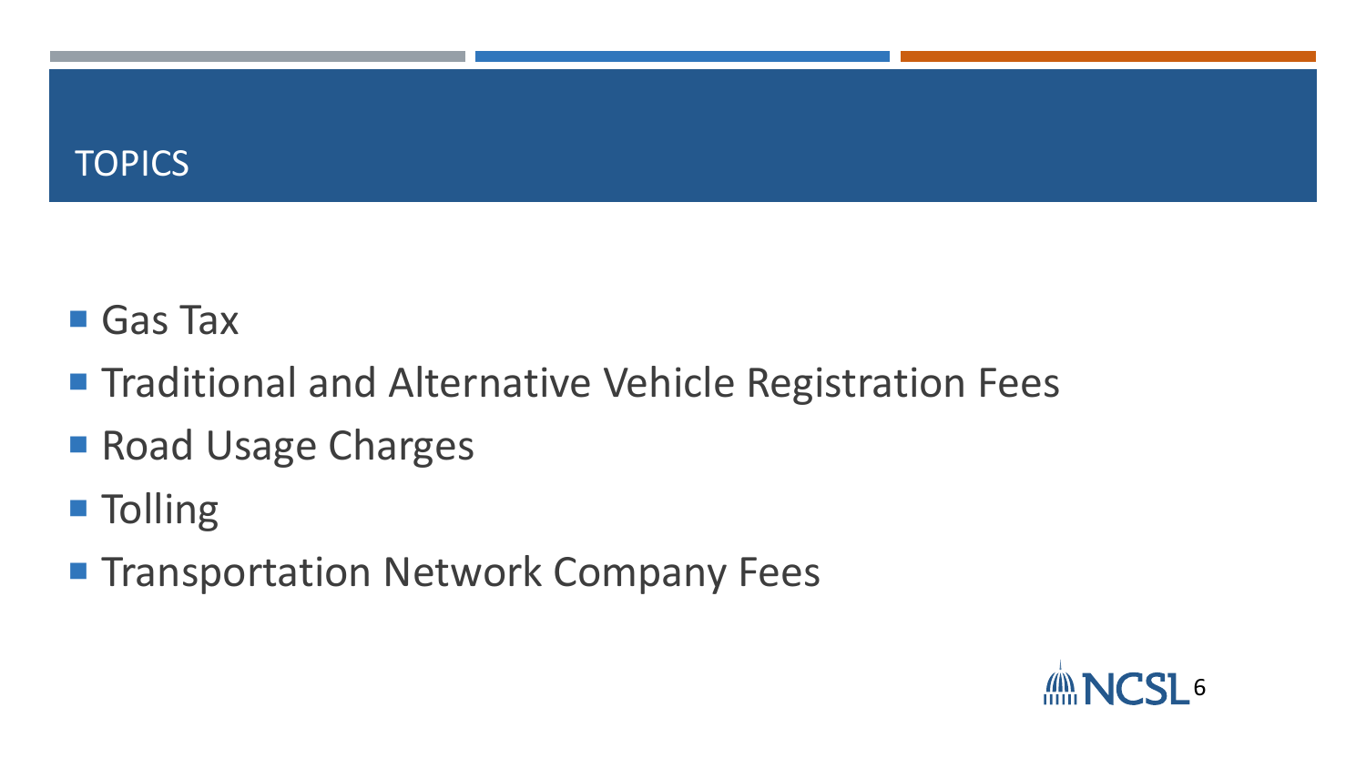# TOPICS

- Gas Tax
- Traditional and Alternative Vehicle Registration Fees
- Road Usage Charges
- Tolling
- Transportation Network Company Fees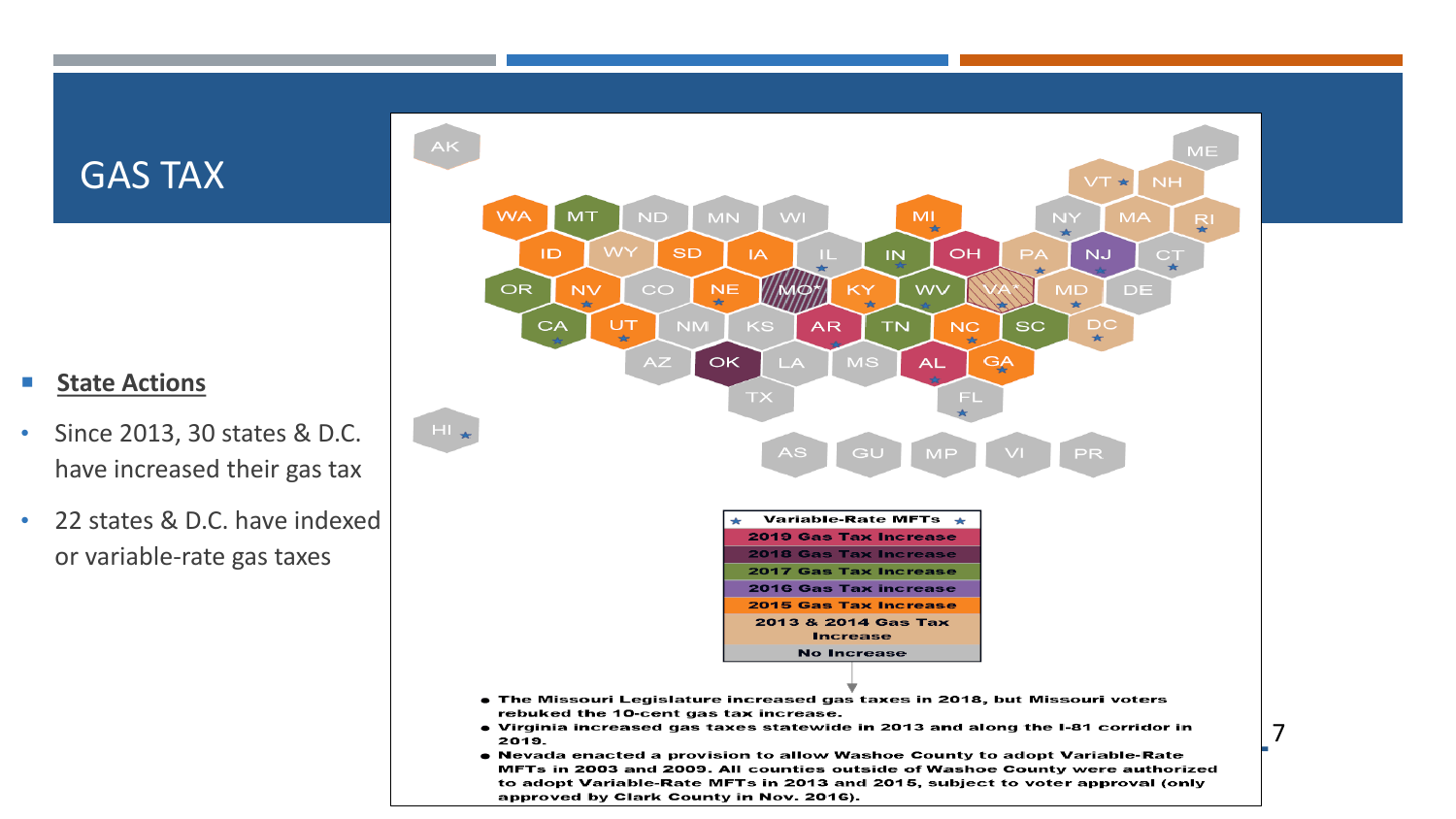# GAS TAX

- **State Actions**
  - Since 2013, 30 states & D.C. have increased their gas tax
  - 22 states & D.C. have indexed or variable-rate gas taxes

| AK | | | | | | | | | | | ME |
|---|---|---|---|---|---|---|---|---|---|---|---|
| | | | | | | | | | VT ★ | NH | |
| WA | MT | ND | MN | WI | | MI ★ | | NY ★ | MA | RI ★ | |
| | ID | WY | SD | IA | IL ★ | IN ★ | OH | PA ★ | NJ ★ | CT ★ | |
| OR | NV ★ | CO | NE ★ | MO* | KY ★ | WV ★ | VA* ★ | MD ★ | DE | | |
| | CA ★ | UT ★ | NM | KS | AR ★ | TN | NC ★ | SC | DC ★ | | |
| | | AZ | OK | LA | MS | AL ★ | GA ★ | | | | |
| | | | | TX | | | FL ★ | | | | |
| HI ★ | | | | AS | GU | MP | VI | PR | | | |

| ★ Variable-Rate MFTs ★ |
|---|
| 2019 Gas Tax Increase |
| 2018 Gas Tax Increase |
| 2017 Gas Tax Increase |
| 2016 Gas Tax Increase |
| 2015 Gas Tax Increase |
| 2013 & 2014 Gas Tax Increase |
| No Increase |

- The Missouri Legislature increased gas taxes in 2018, but Missouri voters rebuked the 10-cent gas tax increase.
- Virginia increased gas taxes statewide in 2013 and along the I-81 corridor in 2019.
- Nevada enacted a provision to allow Washoe County to adopt Variable-Rate MFTs in 2003 and 2009. All counties outside of Washoe County were authorized to adopt Variable-Rate MFTs in 2013 and 2015, subject to voter approval (only approved by Clark County in Nov. 2016).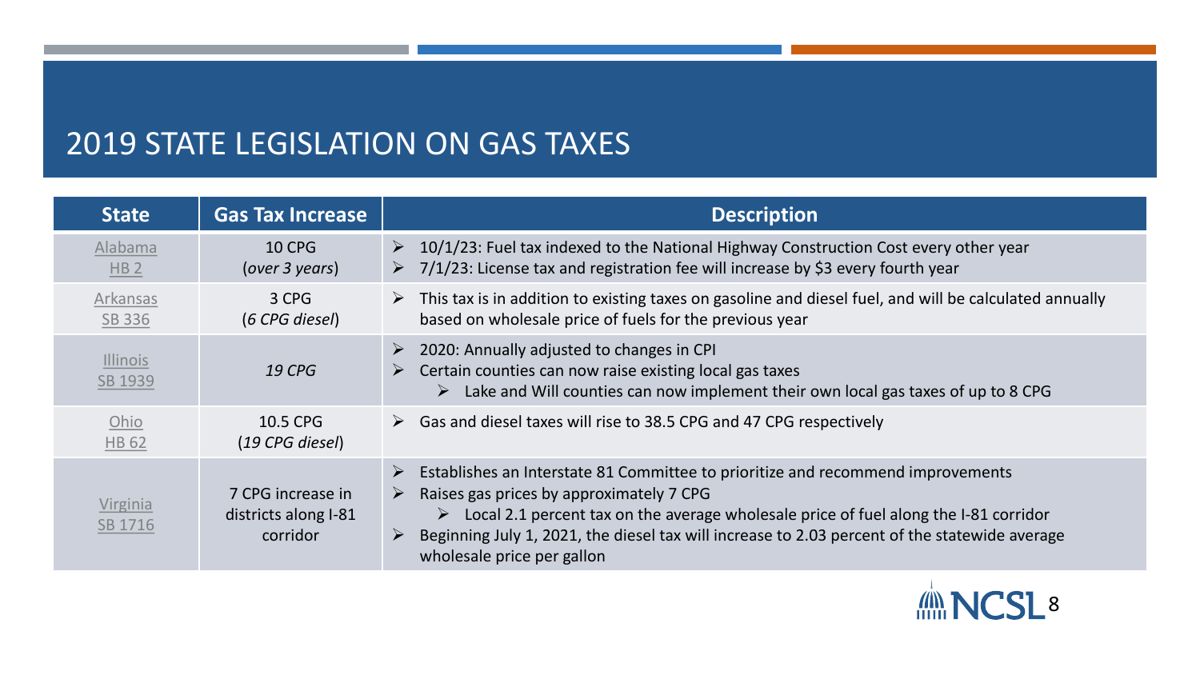# 2019 STATE LEGISLATION ON GAS TAXES

| State | Gas Tax Increase | Description |
|---|---|---|
| Alabama HB 2 | 10 CPG (*over 3 years*) | ➢ 10/1/23: Fuel tax indexed to the National Highway Construction Cost every other year<br>➢ 7/1/23: License tax and registration fee will increase by $3 every fourth year |
| Arkansas SB 336 | 3 CPG (*6 CPG diesel*) | ➢ This tax is in addition to existing taxes on gasoline and diesel fuel, and will be calculated annually based on wholesale price of fuels for the previous year |
| Illinois SB 1939 | *19 CPG* | ➢ 2020: Annually adjusted to changes in CPI<br>➢ Certain counties can now raise existing local gas taxes<br>&nbsp;&nbsp;&nbsp;&nbsp;➢ Lake and Will counties can now implement their own local gas taxes of up to 8 CPG |
| Ohio HB 62 | 10.5 CPG (*19 CPG diesel*) | ➢ Gas and diesel taxes will rise to 38.5 CPG and 47 CPG respectively |
| Virginia SB 1716 | 7 CPG increase in districts along I-81 corridor | ➢ Establishes an Interstate 81 Committee to prioritize and recommend improvements<br>➢ Raises gas prices by approximately 7 CPG<br>&nbsp;&nbsp;&nbsp;&nbsp;➢ Local 2.1 percent tax on the average wholesale price of fuel along the I-81 corridor<br>➢ Beginning July 1, 2021, the diesel tax will increase to 2.03 percent of the statewide average wholesale price per gallon |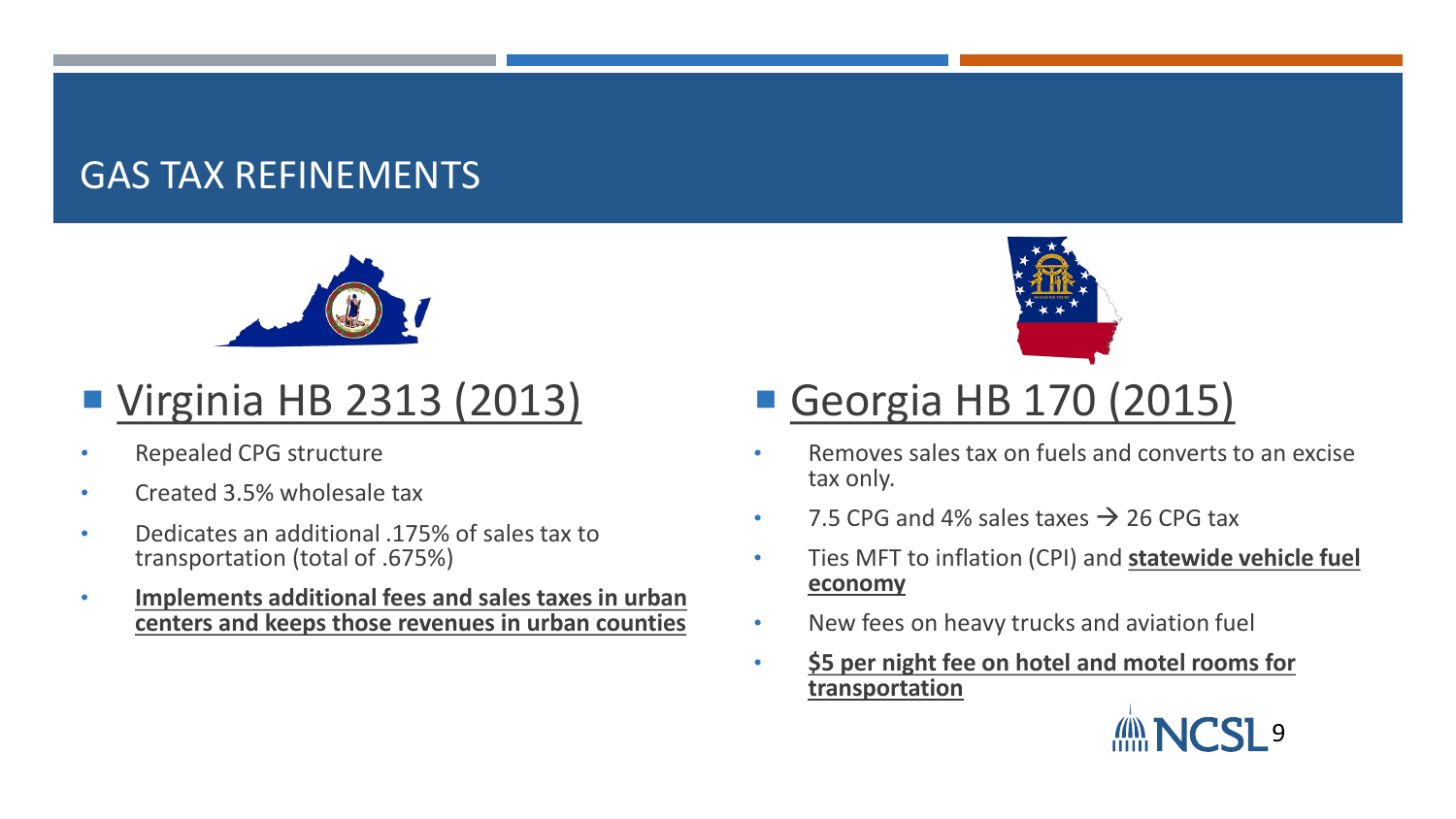# GAS TAX REFINEMENTS

## Virginia HB 2313 (2013)

- Repealed CPG structure
- Created 3.5% wholesale tax
- Dedicates an additional .175% of sales tax to transportation (total of .675%)
- **Implements additional fees and sales taxes in urban centers and keeps those revenues in urban counties**

## Georgia HB 170 (2015)

- Removes sales tax on fuels and converts to an excise tax only.
- 7.5 CPG and 4% sales taxes → 26 CPG tax
- Ties MFT to inflation (CPI) and **statewide vehicle fuel economy**
- New fees on heavy trucks and aviation fuel
- **$5 per night fee on hotel and motel rooms for transportation**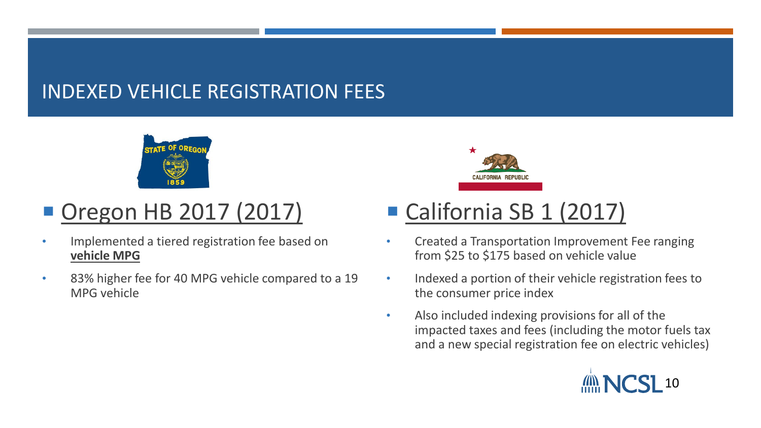# INDEXED VEHICLE REGISTRATION FEES

## Oregon HB 2017 (2017)

- Implemented a tiered registration fee based on **vehicle MPG**
- 83% higher fee for 40 MPG vehicle compared to a 19 MPG vehicle

## California SB 1 (2017)

- Created a Transportation Improvement Fee ranging from $25 to $175 based on vehicle value
- Indexed a portion of their vehicle registration fees to the consumer price index
- Also included indexing provisions for all of the impacted taxes and fees (including the motor fuels tax and a new special registration fee on electric vehicles)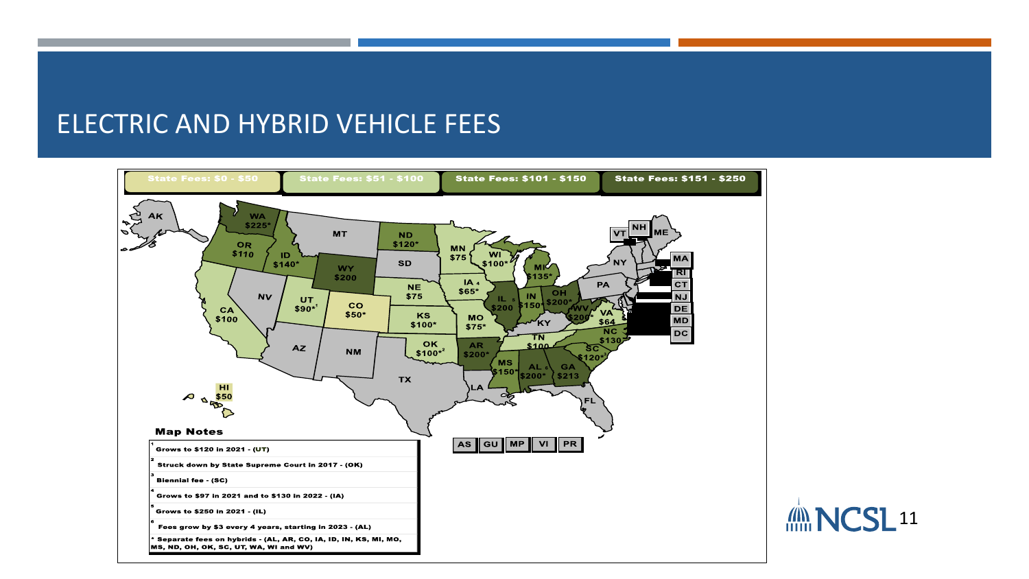# ELECTRIC AND HYBRID VEHICLE FEES

| State Fees: $0 - $50 | State Fees: $51 - $100 | State Fees: $101 - $150 | State Fees: $151 - $250 |
|---|---|---|---|
| CO $50*, HI $50 | CA $100, UT $90*[1], NE $75, KS $100*, OK $100*[2], MN $75, IA $65*[4], WI $100*, MO $75*, TN $100, VA $64 | OR $110, ID $140*, ND $120*, MI $135*, IN $150*, MS $150*, NC $130, SC $120*[3] | WA $225*, WY $200, IL $200[5], OH $200*, WV $200*, AR $200*, AL $200*[6], GA $213 |

AK, MT, SD, NV, AZ, NM, TX, LA, KY, FL, PA, NY, VT, NH, ME, MA, RI, CT, NJ, DE, MD, DC, AS, GU, MP, VI, PR

**Map Notes**

1. Grows to $120 in 2021 - (UT)
2. Struck down by State Supreme Court in 2017 - (OK)
3. Biennial fee - (SC)
4. Grows to $97 in 2021 and to $130 in 2022 - (IA)
5. Grows to $250 in 2021 - (IL)
6. Fees grow by $3 every 4 years, starting in 2023 - (AL)

* Separate fees on hybrids - (AL, AR, CO, IA, ID, IN, KS, MI, MO, MS, ND, OH, OK, SC, UT, WA, WI and WV)

NCSL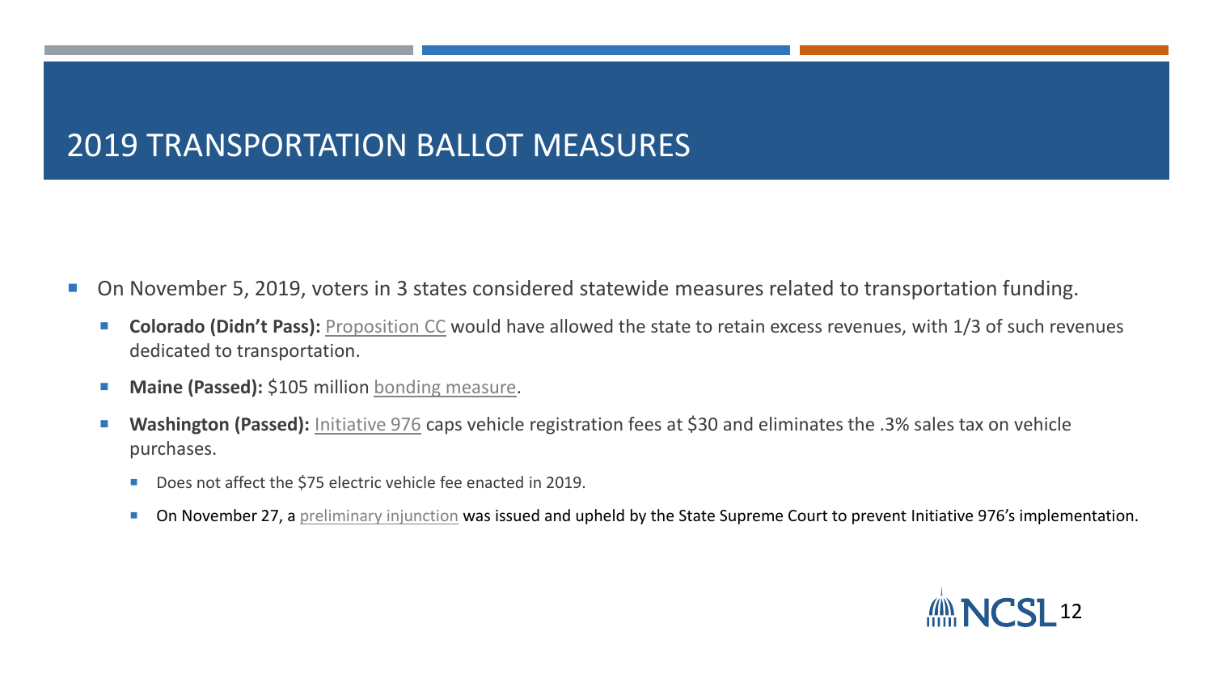# 2019 TRANSPORTATION BALLOT MEASURES

- On November 5, 2019, voters in 3 states considered statewide measures related to transportation funding.
  - **Colorado (Didn't Pass):** Proposition CC would have allowed the state to retain excess revenues, with 1/3 of such revenues dedicated to transportation.
  - **Maine (Passed):** $105 million bonding measure.
  - **Washington (Passed):** Initiative 976 caps vehicle registration fees at $30 and eliminates the .3% sales tax on vehicle purchases.
    - Does not affect the $75 electric vehicle fee enacted in 2019.
    - On November 27, a preliminary injunction was issued and upheld by the State Supreme Court to prevent Initiative 976's implementation.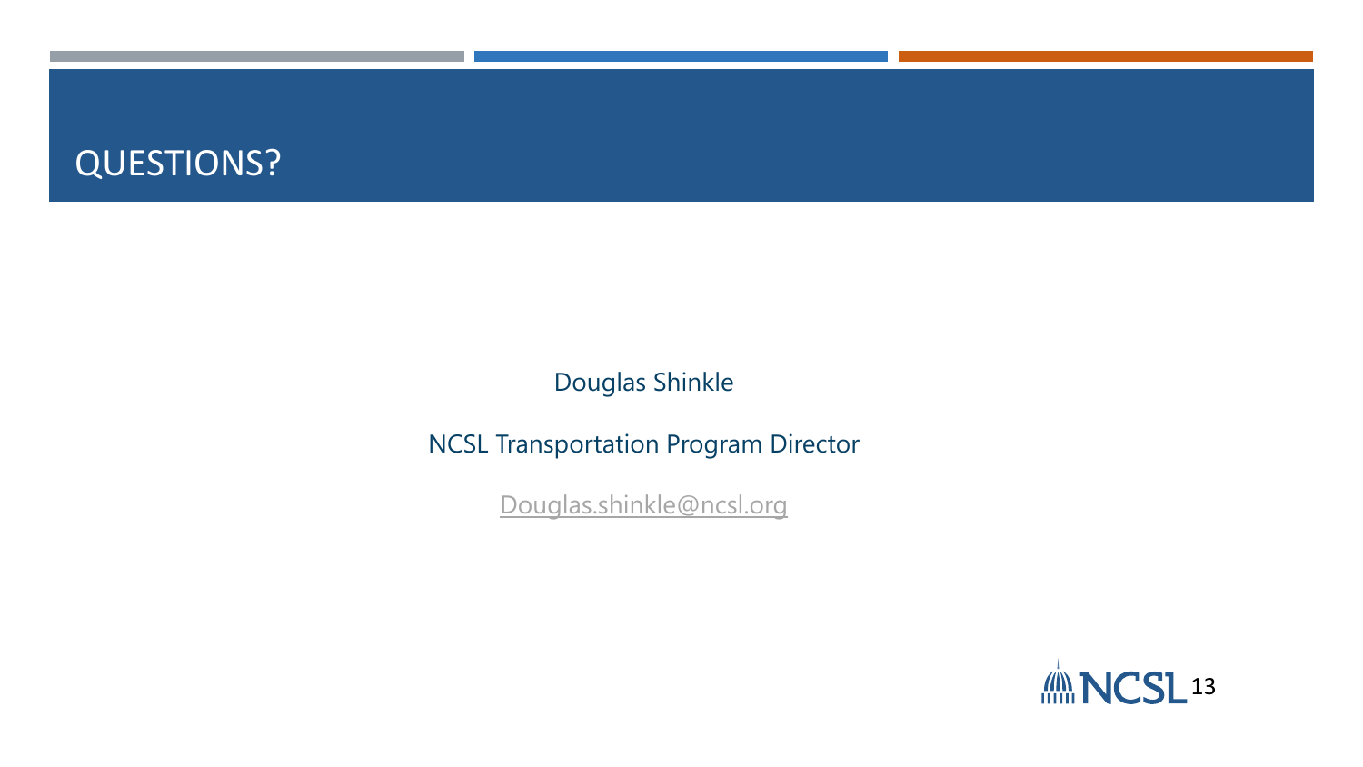# QUESTIONS?

Douglas Shinkle

NCSL Transportation Program Director

Douglas.shinkle@ncsl.org

NCSL